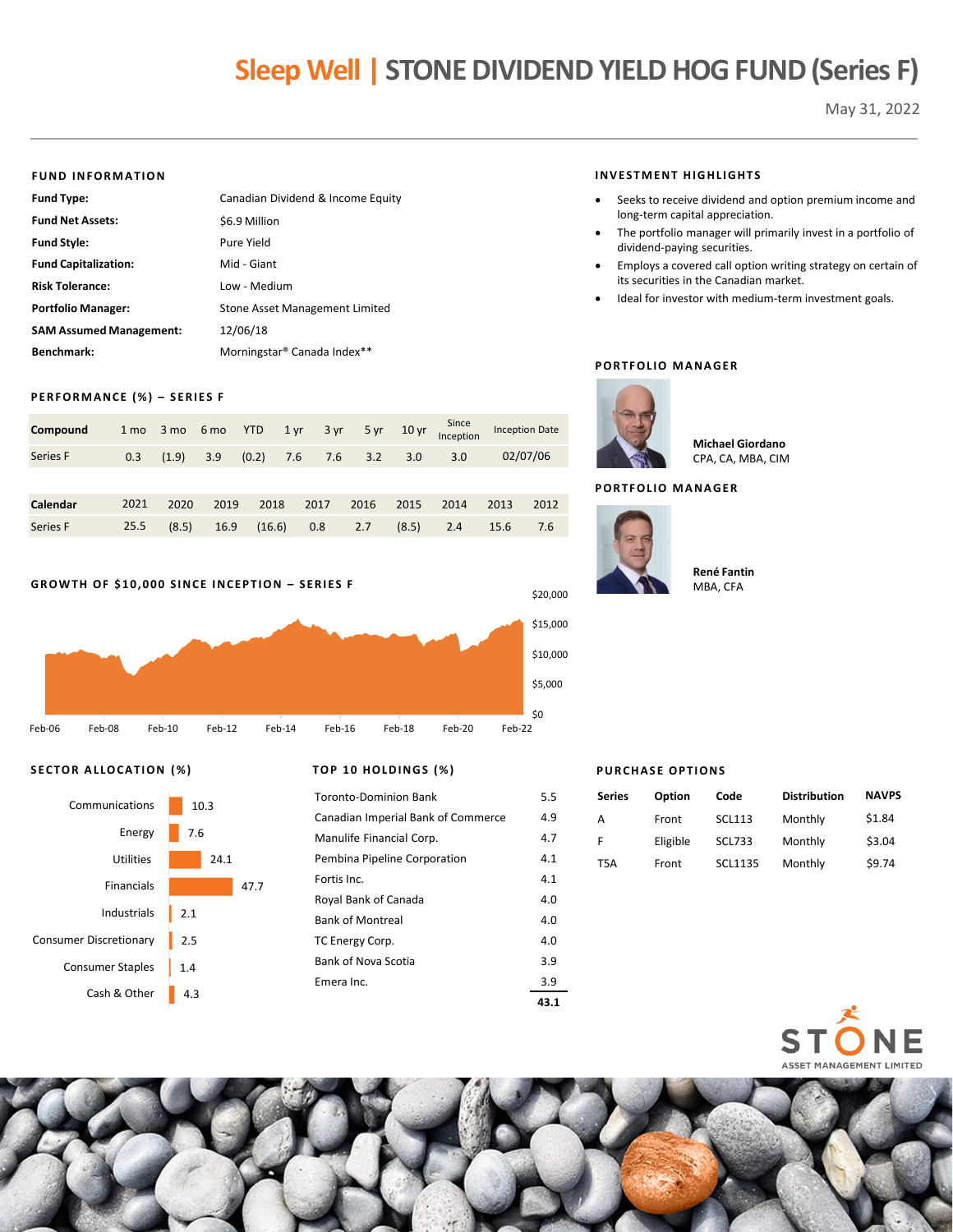# Sleep Well | STONE DIVIDEND YIELD HOG FUND (Series F)

May 31, 2022

## FUND INFORMATION

| | |
|---|---|
| **Fund Type:** | Canadian Dividend & Income Equity |
| **Fund Net Assets:** | $6.9 Million |
| **Fund Style:** | Pure Yield |
| **Fund Capitalization:** | Mid - Giant |
| **Risk Tolerance:** | Low - Medium |
| **Portfolio Manager:** | Stone Asset Management Limited |
| **SAM Assumed Management:** | 12/06/18 |
| **Benchmark:** | Morningstar® Canada Index** |

## INVESTMENT HIGHLIGHTS

- Seeks to receive dividend and option premium income and long-term capital appreciation.
- The portfolio manager will primarily invest in a portfolio of dividend-paying securities.
- Employs a covered call option writing strategy on certain of its securities in the Canadian market.
- Ideal for investor with medium-term investment goals.

## PERFORMANCE (%) – SERIES F

| Compound | 1 mo | 3 mo | 6 mo | YTD | 1 yr | 3 yr | 5 yr | 10 yr | Since Inception | Inception Date |
|---|---|---|---|---|---|---|---|---|---|---|
| Series F | 0.3 | (1.9) | 3.9 | (0.2) | 7.6 | 7.6 | 3.2 | 3.0 | 3.0 | 02/07/06 |

| Calendar | 2021 | 2020 | 2019 | 2018 | 2017 | 2016 | 2015 | 2014 | 2013 | 2012 |
|---|---|---|---|---|---|---|---|---|---|---|
| Series F | 25.5 | (8.5) | 16.9 | (16.6) | 0.8 | 2.7 | (8.5) | 2.4 | 15.6 | 7.6 |

## GROWTH OF $10,000 SINCE INCEPTION – SERIES F

## PORTFOLIO MANAGER

**Michael Giordano**
CPA, CA, MBA, CIM

## PORTFOLIO MANAGER

**René Fantin**
MBA, CFA

## SECTOR ALLOCATION (%)

| Sector | % |
|---|---|
| Communications | 10.3 |
| Energy | 7.6 |
| Utilities | 24.1 |
| Financials | 47.7 |
| Industrials | 2.1 |
| Consumer Discretionary | 2.5 |
| Consumer Staples | 1.4 |
| Cash & Other | 4.3 |

## TOP 10 HOLDINGS (%)

| Holding | % |
|---|---|
| Toronto-Dominion Bank | 5.5 |
| Canadian Imperial Bank of Commerce | 4.9 |
| Manulife Financial Corp. | 4.7 |
| Pembina Pipeline Corporation | 4.1 |
| Fortis Inc. | 4.1 |
| Royal Bank of Canada | 4.0 |
| Bank of Montreal | 4.0 |
| TC Energy Corp. | 4.0 |
| Bank of Nova Scotia | 3.9 |
| Emera Inc. | 3.9 |
| | **43.1** |

## PURCHASE OPTIONS

| Series | Option | Code | Distribution | NAVPS |
|---|---|---|---|---|
| A | Front | SCL113 | Monthly | $1.84 |
| F | Eligible | SCL733 | Monthly | $3.04 |
| T5A | Front | SCL1135 | Monthly | $9.74 |

STONE ASSET MANAGEMENT LIMITED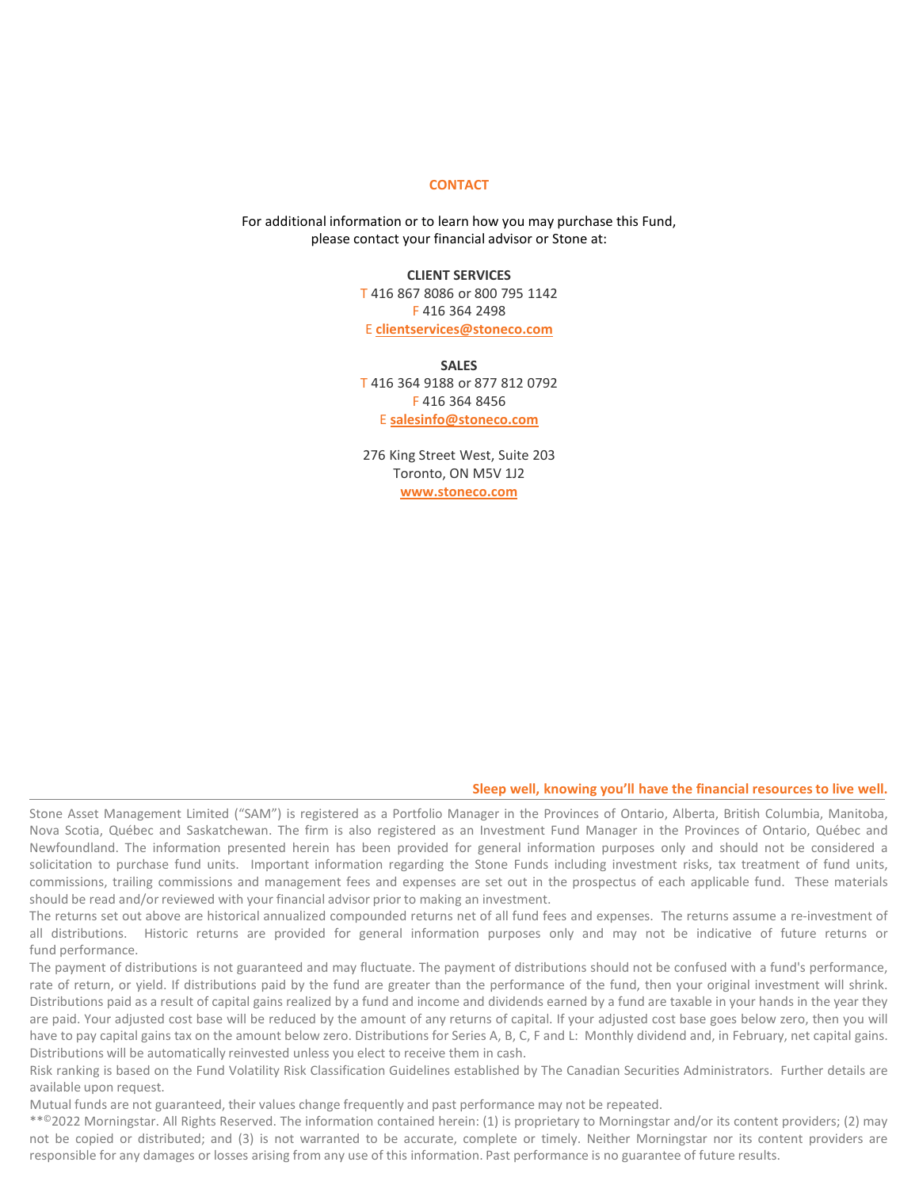## CONTACT

For additional information or to learn how you may purchase this Fund, please contact your financial advisor or Stone at:

**CLIENT SERVICES**
T 416 867 8086 or 800 795 1142
F 416 364 2498
E **clientservices@stoneco.com**

**SALES**
T 416 364 9188 or 877 812 0792
F 416 364 8456
E **salesinfo@stoneco.com**

276 King Street West, Suite 203
Toronto, ON M5V 1J2
**www.stoneco.com**

**Sleep well, knowing you'll have the financial resources to live well.**

Stone Asset Management Limited ("SAM") is registered as a Portfolio Manager in the Provinces of Ontario, Alberta, British Columbia, Manitoba, Nova Scotia, Québec and Saskatchewan. The firm is also registered as an Investment Fund Manager in the Provinces of Ontario, Québec and Newfoundland. The information presented herein has been provided for general information purposes only and should not be considered a solicitation to purchase fund units. Important information regarding the Stone Funds including investment risks, tax treatment of fund units, commissions, trailing commissions and management fees and expenses are set out in the prospectus of each applicable fund. These materials should be read and/or reviewed with your financial advisor prior to making an investment.

The returns set out above are historical annualized compounded returns net of all fund fees and expenses. The returns assume a re-investment of all distributions. Historic returns are provided for general information purposes only and may not be indicative of future returns or fund performance.

The payment of distributions is not guaranteed and may fluctuate. The payment of distributions should not be confused with a fund's performance, rate of return, or yield. If distributions paid by the fund are greater than the performance of the fund, then your original investment will shrink. Distributions paid as a result of capital gains realized by a fund and income and dividends earned by a fund are taxable in your hands in the year they are paid. Your adjusted cost base will be reduced by the amount of any returns of capital. If your adjusted cost base goes below zero, then you will have to pay capital gains tax on the amount below zero. Distributions for Series A, B, C, F and L: Monthly dividend and, in February, net capital gains. Distributions will be automatically reinvested unless you elect to receive them in cash.

Risk ranking is based on the Fund Volatility Risk Classification Guidelines established by The Canadian Securities Administrators. Further details are available upon request.

Mutual funds are not guaranteed, their values change frequently and past performance may not be repeated.

**©2022 Morningstar. All Rights Reserved. The information contained herein: (1) is proprietary to Morningstar and/or its content providers; (2) may not be copied or distributed; and (3) is not warranted to be accurate, complete or timely. Neither Morningstar nor its content providers are responsible for any damages or losses arising from any use of this information. Past performance is no guarantee of future results.